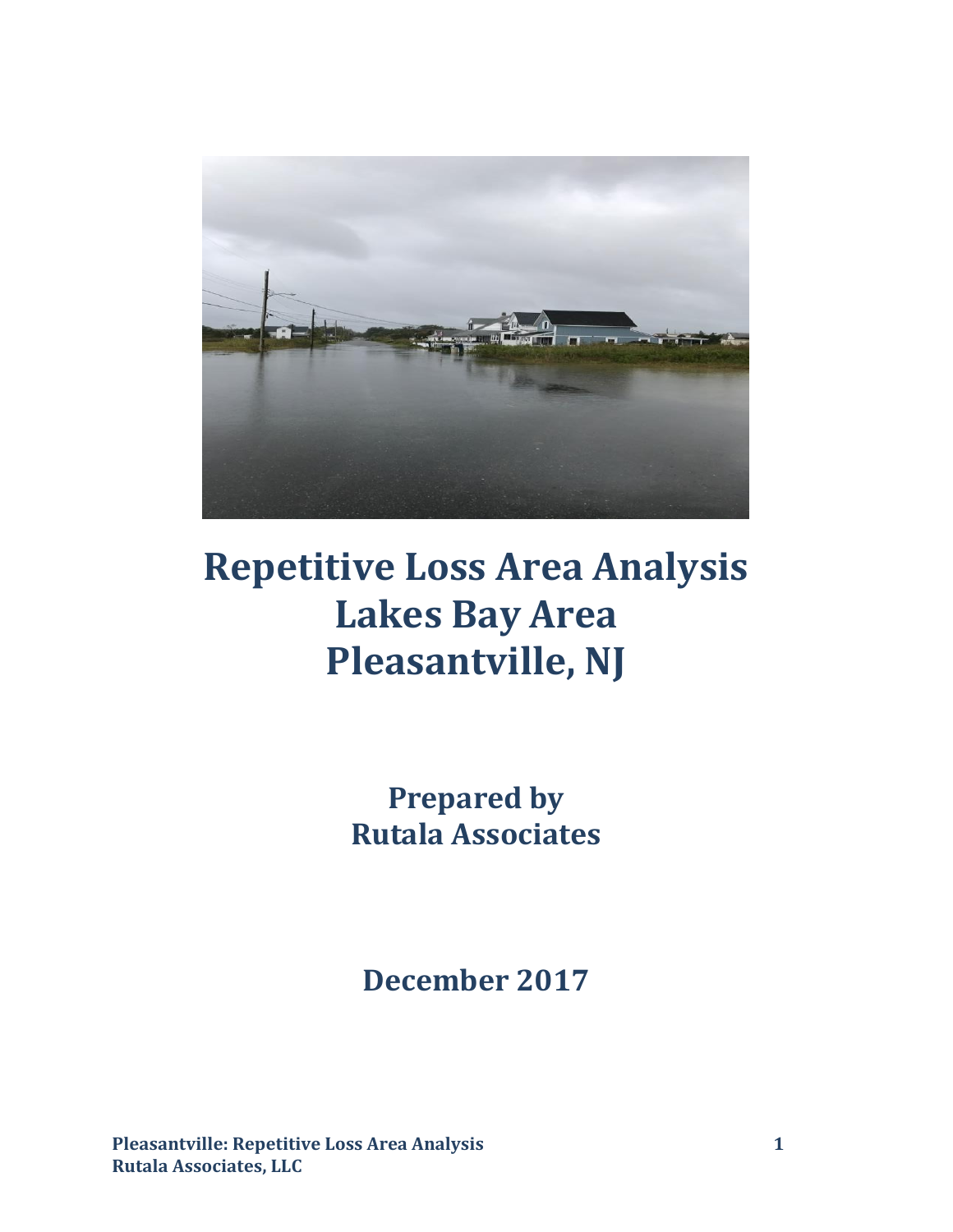# Repetitive Loss Area Analysis
# Lakes Bay Area
# Pleasantville, NJ

**Prepared by**
**Rutala Associates**

**December 2017**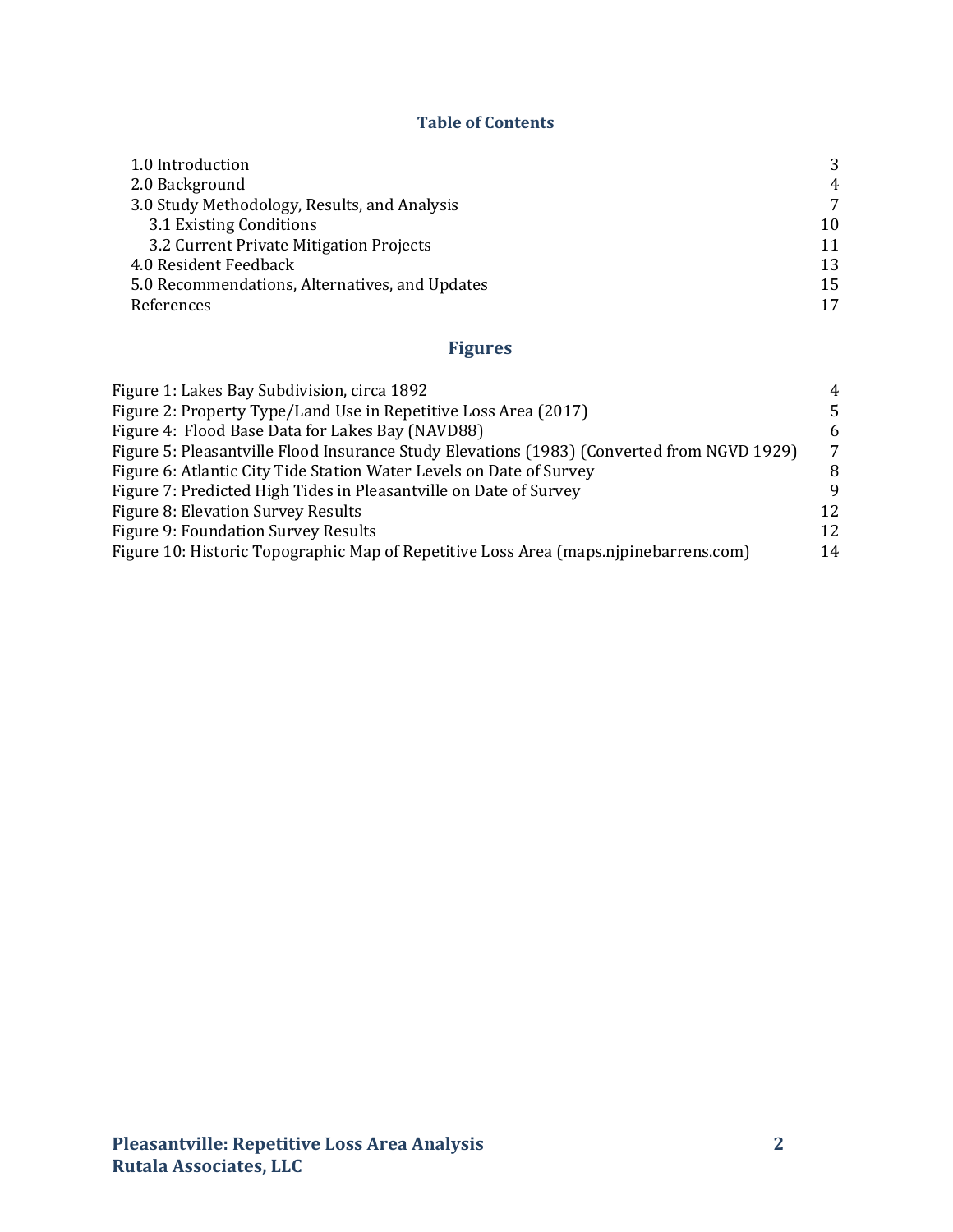## Table of Contents

| | |
|---|---|
| 1.0 Introduction | 3 |
| 2.0 Background | 4 |
| 3.0 Study Methodology, Results, and Analysis | 7 |
| 3.1 Existing Conditions | 10 |
| 3.2 Current Private Mitigation Projects | 11 |
| 4.0 Resident Feedback | 13 |
| 5.0 Recommendations, Alternatives, and Updates | 15 |
| References | 17 |

## Figures

| | |
|---|---|
| Figure 1: Lakes Bay Subdivision, circa 1892 | 4 |
| Figure 2: Property Type/Land Use in Repetitive Loss Area (2017) | 5 |
| Figure 4: Flood Base Data for Lakes Bay (NAVD88) | 6 |
| Figure 5: Pleasantville Flood Insurance Study Elevations (1983) (Converted from NGVD 1929) | 7 |
| Figure 6: Atlantic City Tide Station Water Levels on Date of Survey | 8 |
| Figure 7: Predicted High Tides in Pleasantville on Date of Survey | 9 |
| Figure 8: Elevation Survey Results | 12 |
| Figure 9: Foundation Survey Results | 12 |
| Figure 10: Historic Topographic Map of Repetitive Loss Area (maps.njpinebarrens.com) | 14 |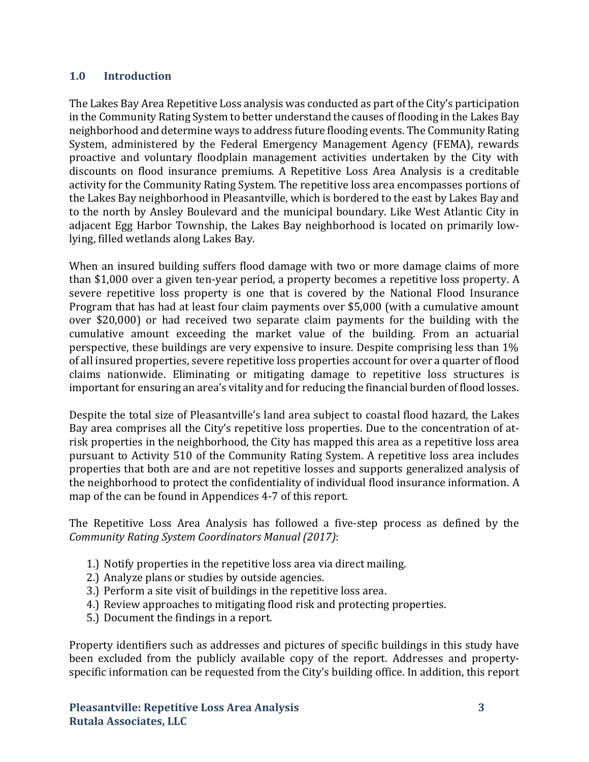## 1.0 Introduction

The Lakes Bay Area Repetitive Loss analysis was conducted as part of the City's participation in the Community Rating System to better understand the causes of flooding in the Lakes Bay neighborhood and determine ways to address future flooding events. The Community Rating System, administered by the Federal Emergency Management Agency (FEMA), rewards proactive and voluntary floodplain management activities undertaken by the City with discounts on flood insurance premiums. A Repetitive Loss Area Analysis is a creditable activity for the Community Rating System. The repetitive loss area encompasses portions of the Lakes Bay neighborhood in Pleasantville, which is bordered to the east by Lakes Bay and to the north by Ansley Boulevard and the municipal boundary. Like West Atlantic City in adjacent Egg Harbor Township, the Lakes Bay neighborhood is located on primarily low-lying, filled wetlands along Lakes Bay.

When an insured building suffers flood damage with two or more damage claims of more than $1,000 over a given ten-year period, a property becomes a repetitive loss property. A severe repetitive loss property is one that is covered by the National Flood Insurance Program that has had at least four claim payments over $5,000 (with a cumulative amount over $20,000) or had received two separate claim payments for the building with the cumulative amount exceeding the market value of the building. From an actuarial perspective, these buildings are very expensive to insure. Despite comprising less than 1% of all insured properties, severe repetitive loss properties account for over a quarter of flood claims nationwide. Eliminating or mitigating damage to repetitive loss structures is important for ensuring an area's vitality and for reducing the financial burden of flood losses.

Despite the total size of Pleasantville's land area subject to coastal flood hazard, the Lakes Bay area comprises all the City's repetitive loss properties. Due to the concentration of at-risk properties in the neighborhood, the City has mapped this area as a repetitive loss area pursuant to Activity 510 of the Community Rating System. A repetitive loss area includes properties that both are and are not repetitive losses and supports generalized analysis of the neighborhood to protect the confidentiality of individual flood insurance information. A map of the can be found in Appendices 4-7 of this report.

The Repetitive Loss Area Analysis has followed a five-step process as defined by the *Community Rating System Coordinators Manual (2017)*:

1.) Notify properties in the repetitive loss area via direct mailing.
2.) Analyze plans or studies by outside agencies.
3.) Perform a site visit of buildings in the repetitive loss area.
4.) Review approaches to mitigating flood risk and protecting properties.
5.) Document the findings in a report.

Property identifiers such as addresses and pictures of specific buildings in this study have been excluded from the publicly available copy of the report. Addresses and property-specific information can be requested from the City's building office. In addition, this report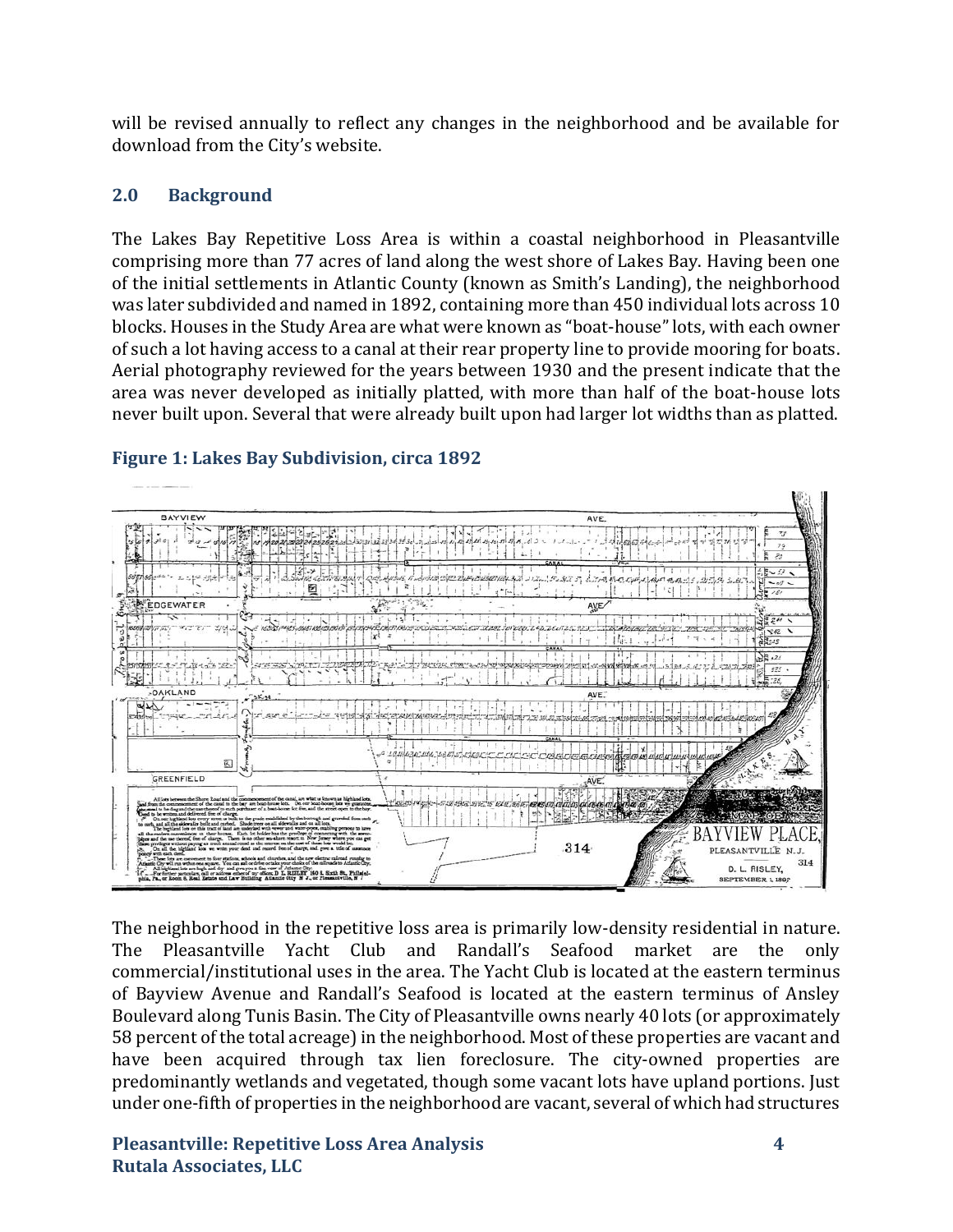will be revised annually to reflect any changes in the neighborhood and be available for download from the City's website.

## 2.0 Background

The Lakes Bay Repetitive Loss Area is within a coastal neighborhood in Pleasantville comprising more than 77 acres of land along the west shore of Lakes Bay. Having been one of the initial settlements in Atlantic County (known as Smith's Landing), the neighborhood was later subdivided and named in 1892, containing more than 450 individual lots across 10 blocks. Houses in the Study Area are what were known as "boat-house" lots, with each owner of such a lot having access to a canal at their rear property line to provide mooring for boats. Aerial photography reviewed for the years between 1930 and the present indicate that the area was never developed as initially platted, with more than half of the boat-house lots never built upon. Several that were already built upon had larger lot widths than as platted.

**Figure 1: Lakes Bay Subdivision, circa 1892**

The neighborhood in the repetitive loss area is primarily low-density residential in nature. The Pleasantville Yacht Club and Randall's Seafood market are the only commercial/institutional uses in the area. The Yacht Club is located at the eastern terminus of Bayview Avenue and Randall's Seafood is located at the eastern terminus of Ansley Boulevard along Tunis Basin. The City of Pleasantville owns nearly 40 lots (or approximately 58 percent of the total acreage) in the neighborhood. Most of these properties are vacant and have been acquired through tax lien foreclosure. The city-owned properties are predominantly wetlands and vegetated, though some vacant lots have upland portions. Just under one-fifth of properties in the neighborhood are vacant, several of which had structures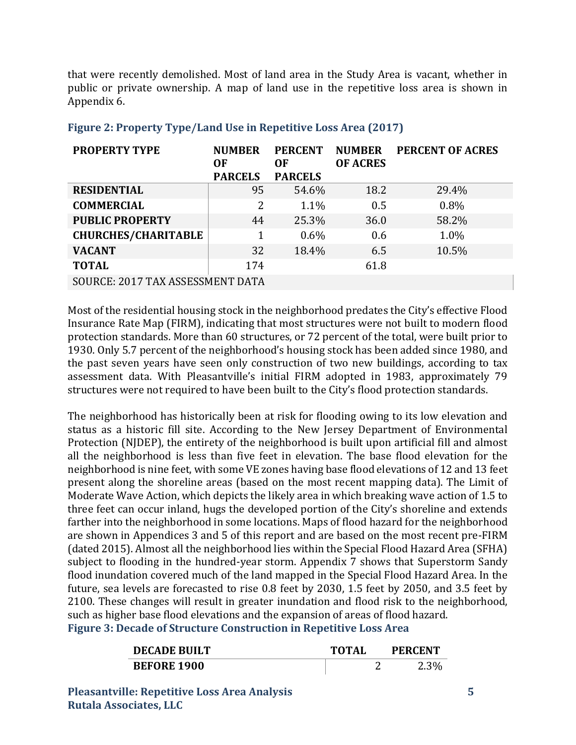that were recently demolished. Most of land area in the Study Area is vacant, whether in public or private ownership. A map of land use in the repetitive loss area is shown in Appendix 6.

### Figure 2: Property Type/Land Use in Repetitive Loss Area (2017)

| PROPERTY TYPE | NUMBER OF PARCELS | PERCENT OF PARCELS | NUMBER OF ACRES | PERCENT OF ACRES |
|---|---|---|---|---|
| **RESIDENTIAL** | 95 | 54.6% | 18.2 | 29.4% |
| **COMMERCIAL** | 2 | 1.1% | 0.5 | 0.8% |
| **PUBLIC PROPERTY** | 44 | 25.3% | 36.0 | 58.2% |
| **CHURCHES/CHARITABLE** | 1 | 0.6% | 0.6 | 1.0% |
| **VACANT** | 32 | 18.4% | 6.5 | 10.5% |
| **TOTAL** | 174 | | 61.8 | |
| SOURCE: 2017 TAX ASSESSMENT DATA | | | | |

Most of the residential housing stock in the neighborhood predates the City's effective Flood Insurance Rate Map (FIRM), indicating that most structures were not built to modern flood protection standards. More than 60 structures, or 72 percent of the total, were built prior to 1930. Only 5.7 percent of the neighborhood's housing stock has been added since 1980, and the past seven years have seen only construction of two new buildings, according to tax assessment data. With Pleasantville's initial FIRM adopted in 1983, approximately 79 structures were not required to have been built to the City's flood protection standards.

The neighborhood has historically been at risk for flooding owing to its low elevation and status as a historic fill site. According to the New Jersey Department of Environmental Protection (NJDEP), the entirety of the neighborhood is built upon artificial fill and almost all the neighborhood is less than five feet in elevation. The base flood elevation for the neighborhood is nine feet, with some VE zones having base flood elevations of 12 and 13 feet present along the shoreline areas (based on the most recent mapping data). The Limit of Moderate Wave Action, which depicts the likely area in which breaking wave action of 1.5 to three feet can occur inland, hugs the developed portion of the City's shoreline and extends farther into the neighborhood in some locations. Maps of flood hazard for the neighborhood are shown in Appendices 3 and 5 of this report and are based on the most recent pre-FIRM (dated 2015). Almost all the neighborhood lies within the Special Flood Hazard Area (SFHA) subject to flooding in the hundred-year storm. Appendix 7 shows that Superstorm Sandy flood inundation covered much of the land mapped in the Special Flood Hazard Area. In the future, sea levels are forecasted to rise 0.8 feet by 2030, 1.5 feet by 2050, and 3.5 feet by 2100. These changes will result in greater inundation and flood risk to the neighborhood, such as higher base flood elevations and the expansion of areas of flood hazard.

### Figure 3: Decade of Structure Construction in Repetitive Loss Area

| DECADE BUILT | TOTAL | PERCENT |
|---|---|---|
| **BEFORE 1900** | 2 | 2.3% |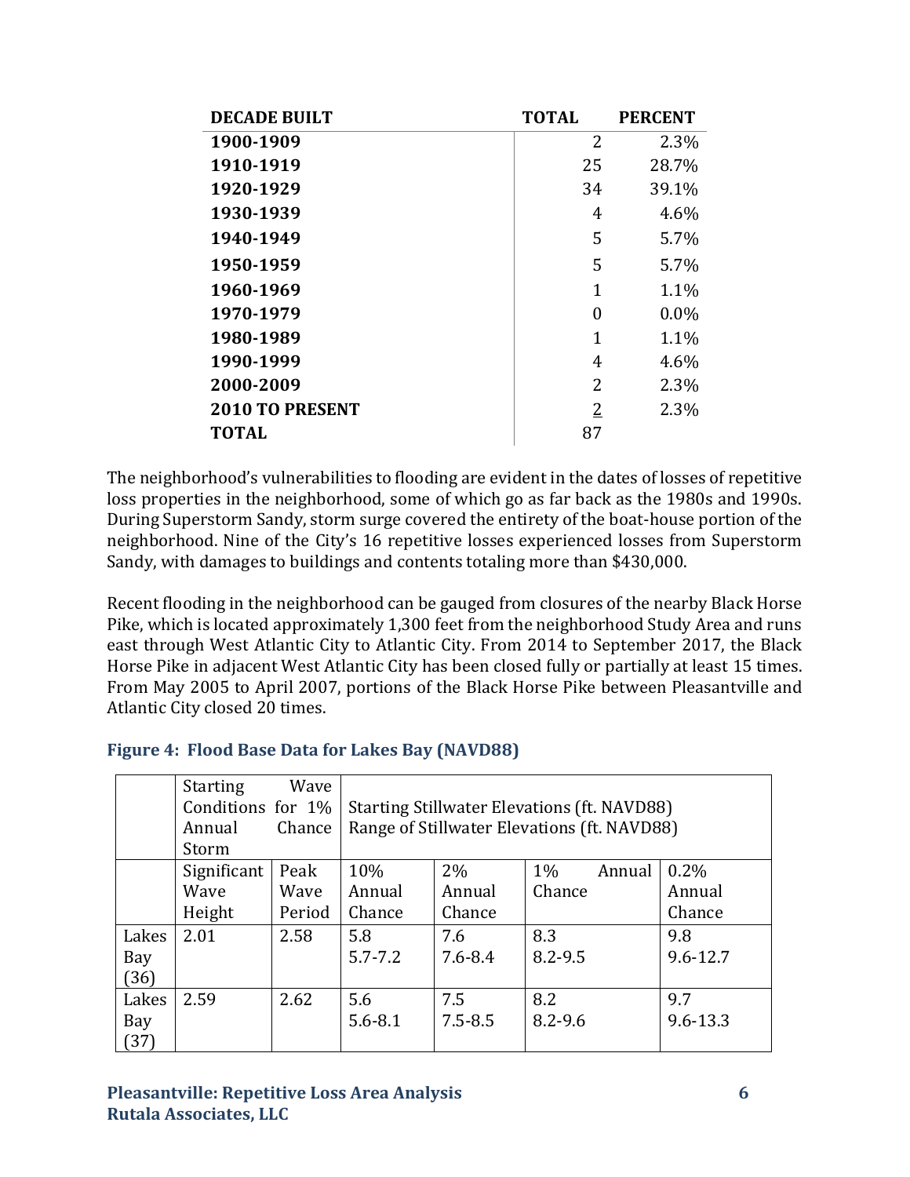| DECADE BUILT | TOTAL | PERCENT |
|---|---|---|
| **1900-1909** | 2 | 2.3% |
| **1910-1919** | 25 | 28.7% |
| **1920-1929** | 34 | 39.1% |
| **1930-1939** | 4 | 4.6% |
| **1940-1949** | 5 | 5.7% |
| **1950-1959** | 5 | 5.7% |
| **1960-1969** | 1 | 1.1% |
| **1970-1979** | 0 | 0.0% |
| **1980-1989** | 1 | 1.1% |
| **1990-1999** | 4 | 4.6% |
| **2000-2009** | 2 | 2.3% |
| **2010 TO PRESENT** | 2 | 2.3% |
| **TOTAL** | 87 | |

The neighborhood's vulnerabilities to flooding are evident in the dates of losses of repetitive loss properties in the neighborhood, some of which go as far back as the 1980s and 1990s. During Superstorm Sandy, storm surge covered the entirety of the boat-house portion of the neighborhood. Nine of the City's 16 repetitive losses experienced losses from Superstorm Sandy, with damages to buildings and contents totaling more than $430,000.

Recent flooding in the neighborhood can be gauged from closures of the nearby Black Horse Pike, which is located approximately 1,300 feet from the neighborhood Study Area and runs east through West Atlantic City to Atlantic City. From 2014 to September 2017, the Black Horse Pike in adjacent West Atlantic City has been closed fully or partially at least 15 times. From May 2005 to April 2007, portions of the Black Horse Pike between Pleasantville and Atlantic City closed 20 times.

### Figure 4: Flood Base Data for Lakes Bay (NAVD88)

| | Starting Wave Conditions for 1% Annual Chance Storm | | Starting Stillwater Elevations (ft. NAVD88) Range of Stillwater Elevations (ft. NAVD88) | | | |
|---|---|---|---|---|---|---|
| | Significant Wave Height | Peak Wave Period | 10% Annual Chance | 2% Annual Chance | 1% Annual Chance | 0.2% Annual Chance |
| Lakes Bay (36) | 2.01 | 2.58 | 5.8<br>5.7-7.2 | 7.6<br>7.6-8.4 | 8.3<br>8.2-9.5 | 9.8<br>9.6-12.7 |
| Lakes Bay (37) | 2.59 | 2.62 | 5.6<br>5.6-8.1 | 7.5<br>7.5-8.5 | 8.2<br>8.2-9.6 | 9.7<br>9.6-13.3 |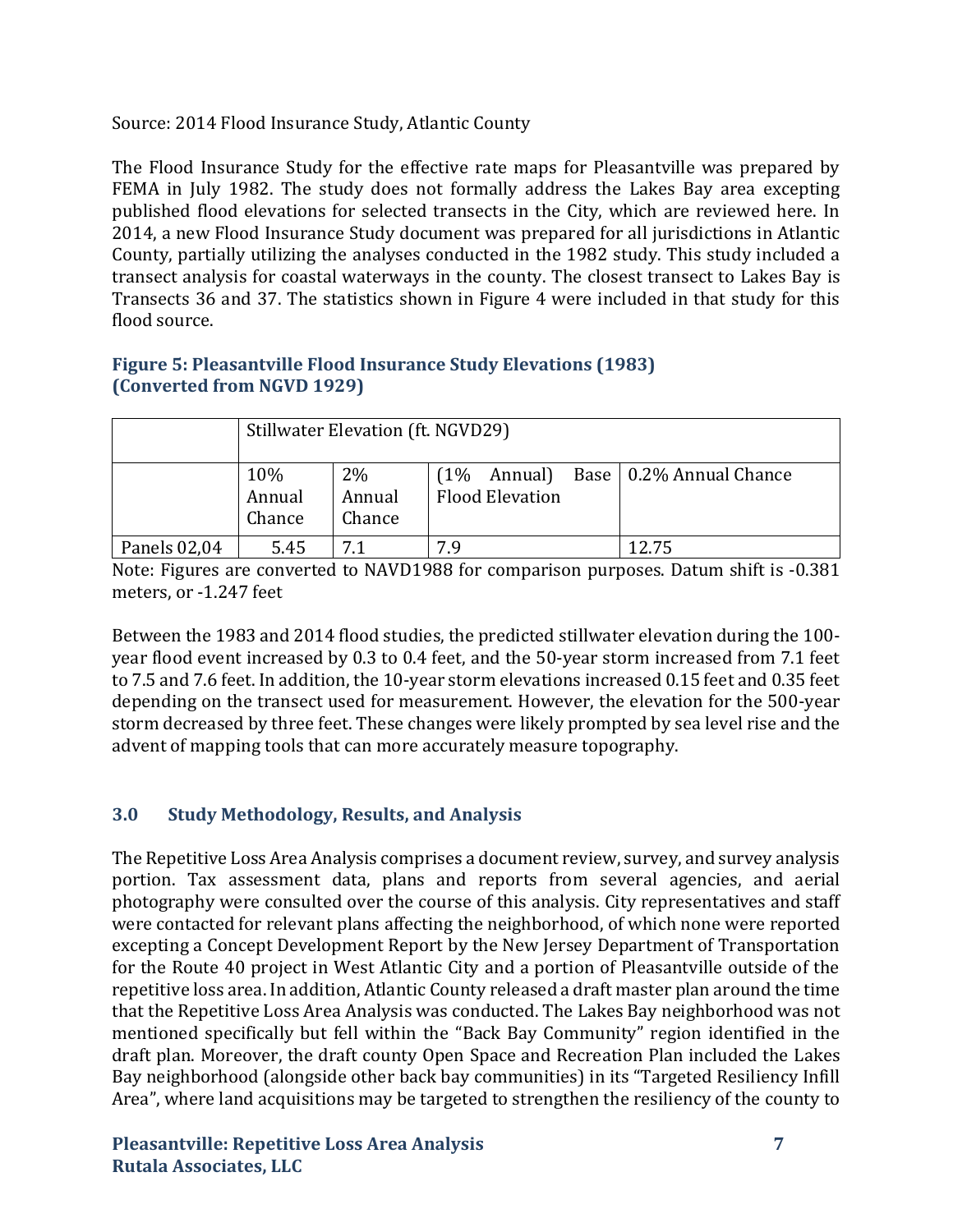Source: 2014 Flood Insurance Study, Atlantic County

The Flood Insurance Study for the effective rate maps for Pleasantville was prepared by FEMA in July 1982. The study does not formally address the Lakes Bay area excepting published flood elevations for selected transects in the City, which are reviewed here. In 2014, a new Flood Insurance Study document was prepared for all jurisdictions in Atlantic County, partially utilizing the analyses conducted in the 1982 study. This study included a transect analysis for coastal waterways in the county. The closest transect to Lakes Bay is Transects 36 and 37. The statistics shown in Figure 4 were included in that study for this flood source.

**Figure 5: Pleasantville Flood Insurance Study Elevations (1983) (Converted from NGVD 1929)**

| | Stillwater Elevation (ft. NGVD29) | | | |
|---|---|---|---|---|
| | 10% Annual Chance | 2% Annual Chance | (1% Annual) Base Flood Elevation | 0.2% Annual Chance |
| Panels 02,04 | 5.45 | 7.1 | 7.9 | 12.75 |

Note: Figures are converted to NAVD1988 for comparison purposes. Datum shift is -0.381 meters, or -1.247 feet

Between the 1983 and 2014 flood studies, the predicted stillwater elevation during the 100-year flood event increased by 0.3 to 0.4 feet, and the 50-year storm increased from 7.1 feet to 7.5 and 7.6 feet. In addition, the 10-year storm elevations increased 0.15 feet and 0.35 feet depending on the transect used for measurement. However, the elevation for the 500-year storm decreased by three feet. These changes were likely prompted by sea level rise and the advent of mapping tools that can more accurately measure topography.

## 3.0 Study Methodology, Results, and Analysis

The Repetitive Loss Area Analysis comprises a document review, survey, and survey analysis portion. Tax assessment data, plans and reports from several agencies, and aerial photography were consulted over the course of this analysis. City representatives and staff were contacted for relevant plans affecting the neighborhood, of which none were reported excepting a Concept Development Report by the New Jersey Department of Transportation for the Route 40 project in West Atlantic City and a portion of Pleasantville outside of the repetitive loss area. In addition, Atlantic County released a draft master plan around the time that the Repetitive Loss Area Analysis was conducted. The Lakes Bay neighborhood was not mentioned specifically but fell within the "Back Bay Community" region identified in the draft plan. Moreover, the draft county Open Space and Recreation Plan included the Lakes Bay neighborhood (alongside other back bay communities) in its "Targeted Resiliency Infill Area", where land acquisitions may be targeted to strengthen the resiliency of the county to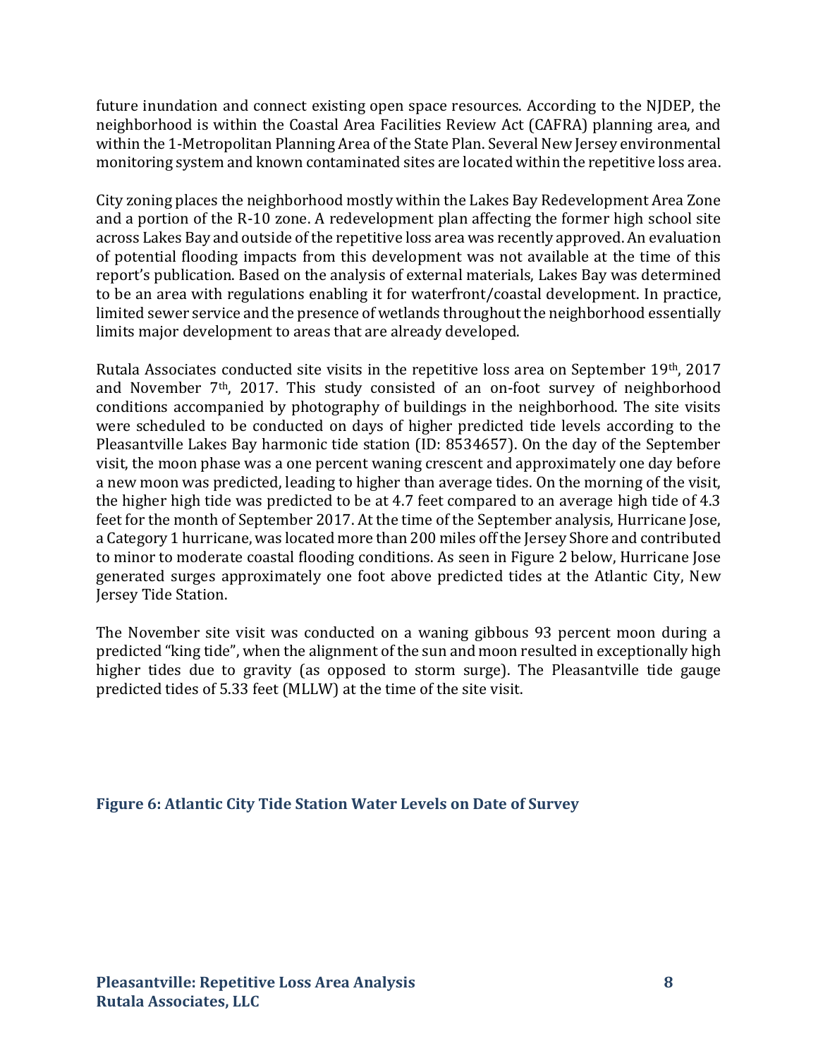future inundation and connect existing open space resources. According to the NJDEP, the neighborhood is within the Coastal Area Facilities Review Act (CAFRA) planning area, and within the 1-Metropolitan Planning Area of the State Plan. Several New Jersey environmental monitoring system and known contaminated sites are located within the repetitive loss area.

City zoning places the neighborhood mostly within the Lakes Bay Redevelopment Area Zone and a portion of the R-10 zone. A redevelopment plan affecting the former high school site across Lakes Bay and outside of the repetitive loss area was recently approved. An evaluation of potential flooding impacts from this development was not available at the time of this report's publication. Based on the analysis of external materials, Lakes Bay was determined to be an area with regulations enabling it for waterfront/coastal development. In practice, limited sewer service and the presence of wetlands throughout the neighborhood essentially limits major development to areas that are already developed.

Rutala Associates conducted site visits in the repetitive loss area on September 19th, 2017 and November 7th, 2017. This study consisted of an on-foot survey of neighborhood conditions accompanied by photography of buildings in the neighborhood. The site visits were scheduled to be conducted on days of higher predicted tide levels according to the Pleasantville Lakes Bay harmonic tide station (ID: 8534657). On the day of the September visit, the moon phase was a one percent waning crescent and approximately one day before a new moon was predicted, leading to higher than average tides. On the morning of the visit, the higher high tide was predicted to be at 4.7 feet compared to an average high tide of 4.3 feet for the month of September 2017. At the time of the September analysis, Hurricane Jose, a Category 1 hurricane, was located more than 200 miles off the Jersey Shore and contributed to minor to moderate coastal flooding conditions. As seen in Figure 2 below, Hurricane Jose generated surges approximately one foot above predicted tides at the Atlantic City, New Jersey Tide Station.

The November site visit was conducted on a waning gibbous 93 percent moon during a predicted "king tide", when the alignment of the sun and moon resulted in exceptionally high higher tides due to gravity (as opposed to storm surge). The Pleasantville tide gauge predicted tides of 5.33 feet (MLLW) at the time of the site visit.

**Figure 6: Atlantic City Tide Station Water Levels on Date of Survey**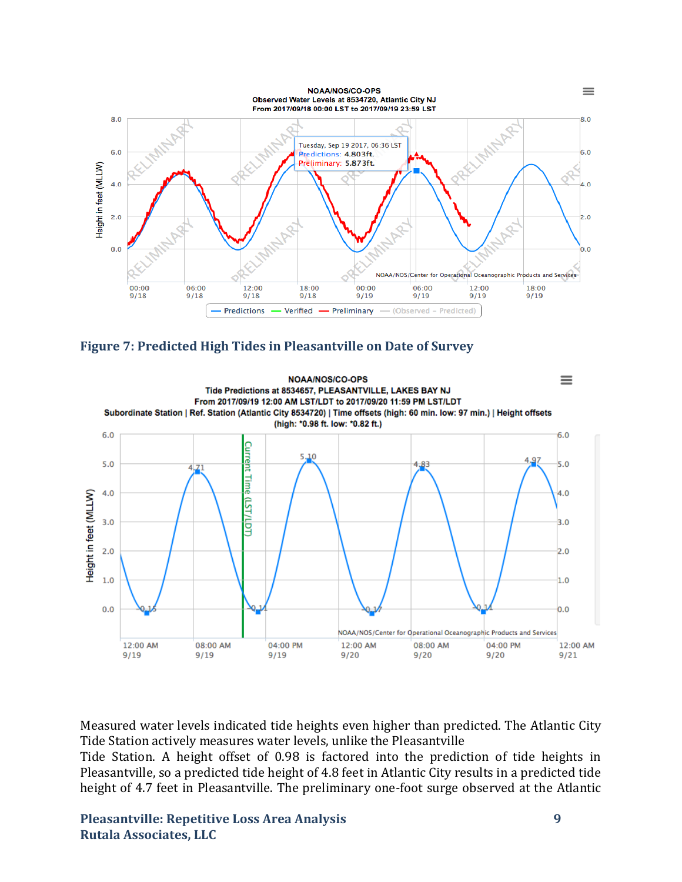**Figure 7: Predicted High Tides in Pleasantville on Date of Survey**

Measured water levels indicated tide heights even higher than predicted. The Atlantic City Tide Station actively measures water levels, unlike the Pleasantville Tide Station. A height offset of 0.98 is factored into the prediction of tide heights in Pleasantville, so a predicted tide height of 4.8 feet in Atlantic City results in a predicted tide height of 4.7 feet in Pleasantville. The preliminary one-foot surge observed at the Atlantic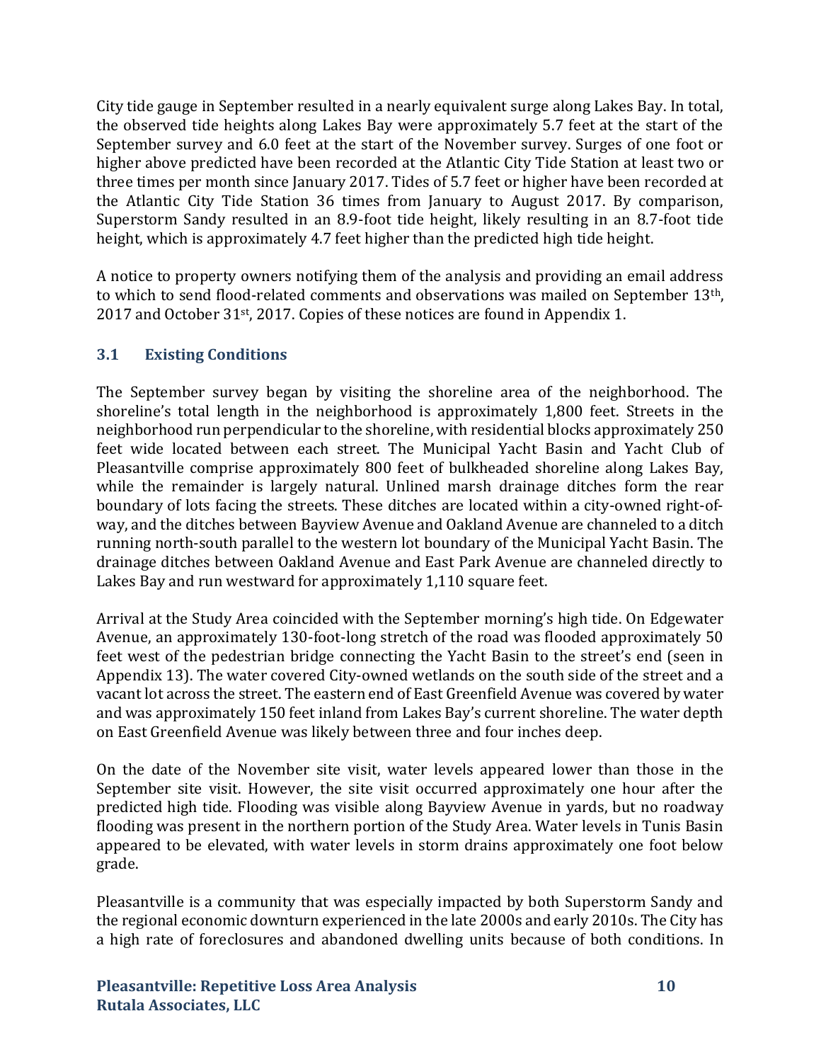City tide gauge in September resulted in a nearly equivalent surge along Lakes Bay. In total, the observed tide heights along Lakes Bay were approximately 5.7 feet at the start of the September survey and 6.0 feet at the start of the November survey. Surges of one foot or higher above predicted have been recorded at the Atlantic City Tide Station at least two or three times per month since January 2017. Tides of 5.7 feet or higher have been recorded at the Atlantic City Tide Station 36 times from January to August 2017. By comparison, Superstorm Sandy resulted in an 8.9-foot tide height, likely resulting in an 8.7-foot tide height, which is approximately 4.7 feet higher than the predicted high tide height.

A notice to property owners notifying them of the analysis and providing an email address to which to send flood-related comments and observations was mailed on September 13th, 2017 and October 31st, 2017. Copies of these notices are found in Appendix 1.

## 3.1 Existing Conditions

The September survey began by visiting the shoreline area of the neighborhood. The shoreline's total length in the neighborhood is approximately 1,800 feet. Streets in the neighborhood run perpendicular to the shoreline, with residential blocks approximately 250 feet wide located between each street. The Municipal Yacht Basin and Yacht Club of Pleasantville comprise approximately 800 feet of bulkheaded shoreline along Lakes Bay, while the remainder is largely natural. Unlined marsh drainage ditches form the rear boundary of lots facing the streets. These ditches are located within a city-owned right-of-way, and the ditches between Bayview Avenue and Oakland Avenue are channeled to a ditch running north-south parallel to the western lot boundary of the Municipal Yacht Basin. The drainage ditches between Oakland Avenue and East Park Avenue are channeled directly to Lakes Bay and run westward for approximately 1,110 square feet.

Arrival at the Study Area coincided with the September morning's high tide. On Edgewater Avenue, an approximately 130-foot-long stretch of the road was flooded approximately 50 feet west of the pedestrian bridge connecting the Yacht Basin to the street's end (seen in Appendix 13). The water covered City-owned wetlands on the south side of the street and a vacant lot across the street. The eastern end of East Greenfield Avenue was covered by water and was approximately 150 feet inland from Lakes Bay's current shoreline. The water depth on East Greenfield Avenue was likely between three and four inches deep.

On the date of the November site visit, water levels appeared lower than those in the September site visit. However, the site visit occurred approximately one hour after the predicted high tide. Flooding was visible along Bayview Avenue in yards, but no roadway flooding was present in the northern portion of the Study Area. Water levels in Tunis Basin appeared to be elevated, with water levels in storm drains approximately one foot below grade.

Pleasantville is a community that was especially impacted by both Superstorm Sandy and the regional economic downturn experienced in the late 2000s and early 2010s. The City has a high rate of foreclosures and abandoned dwelling units because of both conditions. In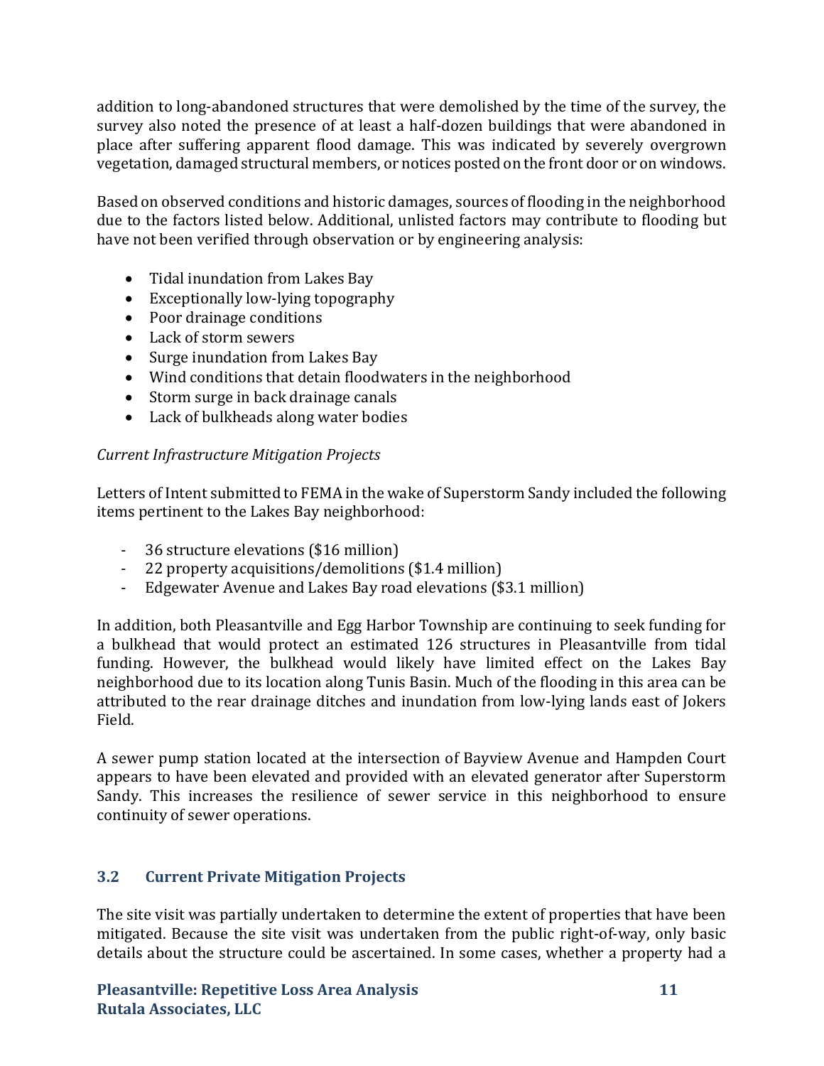addition to long-abandoned structures that were demolished by the time of the survey, the survey also noted the presence of at least a half-dozen buildings that were abandoned in place after suffering apparent flood damage. This was indicated by severely overgrown vegetation, damaged structural members, or notices posted on the front door or on windows.

Based on observed conditions and historic damages, sources of flooding in the neighborhood due to the factors listed below. Additional, unlisted factors may contribute to flooding but have not been verified through observation or by engineering analysis:

- Tidal inundation from Lakes Bay
- Exceptionally low-lying topography
- Poor drainage conditions
- Lack of storm sewers
- Surge inundation from Lakes Bay
- Wind conditions that detain floodwaters in the neighborhood
- Storm surge in back drainage canals
- Lack of bulkheads along water bodies

*Current Infrastructure Mitigation Projects*

Letters of Intent submitted to FEMA in the wake of Superstorm Sandy included the following items pertinent to the Lakes Bay neighborhood:

- 36 structure elevations ($16 million)
- 22 property acquisitions/demolitions ($1.4 million)
- Edgewater Avenue and Lakes Bay road elevations ($3.1 million)

In addition, both Pleasantville and Egg Harbor Township are continuing to seek funding for a bulkhead that would protect an estimated 126 structures in Pleasantville from tidal funding. However, the bulkhead would likely have limited effect on the Lakes Bay neighborhood due to its location along Tunis Basin. Much of the flooding in this area can be attributed to the rear drainage ditches and inundation from low-lying lands east of Jokers Field.

A sewer pump station located at the intersection of Bayview Avenue and Hampden Court appears to have been elevated and provided with an elevated generator after Superstorm Sandy. This increases the resilience of sewer service in this neighborhood to ensure continuity of sewer operations.

### 3.2 Current Private Mitigation Projects

The site visit was partially undertaken to determine the extent of properties that have been mitigated. Because the site visit was undertaken from the public right-of-way, only basic details about the structure could be ascertained. In some cases, whether a property had a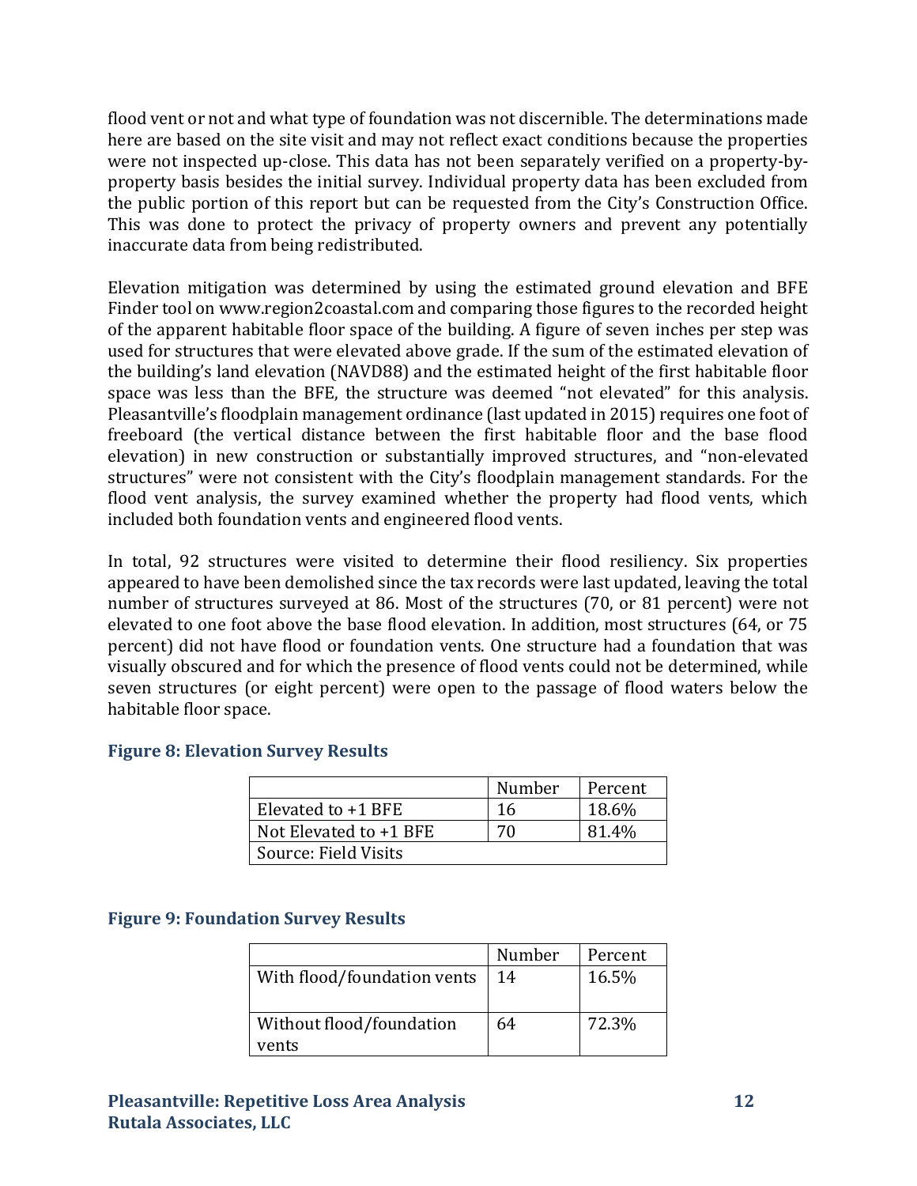flood vent or not and what type of foundation was not discernible. The determinations made here are based on the site visit and may not reflect exact conditions because the properties were not inspected up-close. This data has not been separately verified on a property-by-property basis besides the initial survey. Individual property data has been excluded from the public portion of this report but can be requested from the City's Construction Office. This was done to protect the privacy of property owners and prevent any potentially inaccurate data from being redistributed.

Elevation mitigation was determined by using the estimated ground elevation and BFE Finder tool on www.region2coastal.com and comparing those figures to the recorded height of the apparent habitable floor space of the building. A figure of seven inches per step was used for structures that were elevated above grade. If the sum of the estimated elevation of the building's land elevation (NAVD88) and the estimated height of the first habitable floor space was less than the BFE, the structure was deemed "not elevated" for this analysis. Pleasantville's floodplain management ordinance (last updated in 2015) requires one foot of freeboard (the vertical distance between the first habitable floor and the base flood elevation) in new construction or substantially improved structures, and "non-elevated structures" were not consistent with the City's floodplain management standards. For the flood vent analysis, the survey examined whether the property had flood vents, which included both foundation vents and engineered flood vents.

In total, 92 structures were visited to determine their flood resiliency. Six properties appeared to have been demolished since the tax records were last updated, leaving the total number of structures surveyed at 86. Most of the structures (70, or 81 percent) were not elevated to one foot above the base flood elevation. In addition, most structures (64, or 75 percent) did not have flood or foundation vents. One structure had a foundation that was visually obscured and for which the presence of flood vents could not be determined, while seven structures (or eight percent) were open to the passage of flood waters below the habitable floor space.

### Figure 8: Elevation Survey Results

| | Number | Percent |
|---|---|---|
| Elevated to +1 BFE | 16 | 18.6% |
| Not Elevated to +1 BFE | 70 | 81.4% |
| Source: Field Visits | | |

### Figure 9: Foundation Survey Results

| | Number | Percent |
|---|---|---|
| With flood/foundation vents | 14 | 16.5% |
| Without flood/foundation vents | 64 | 72.3% |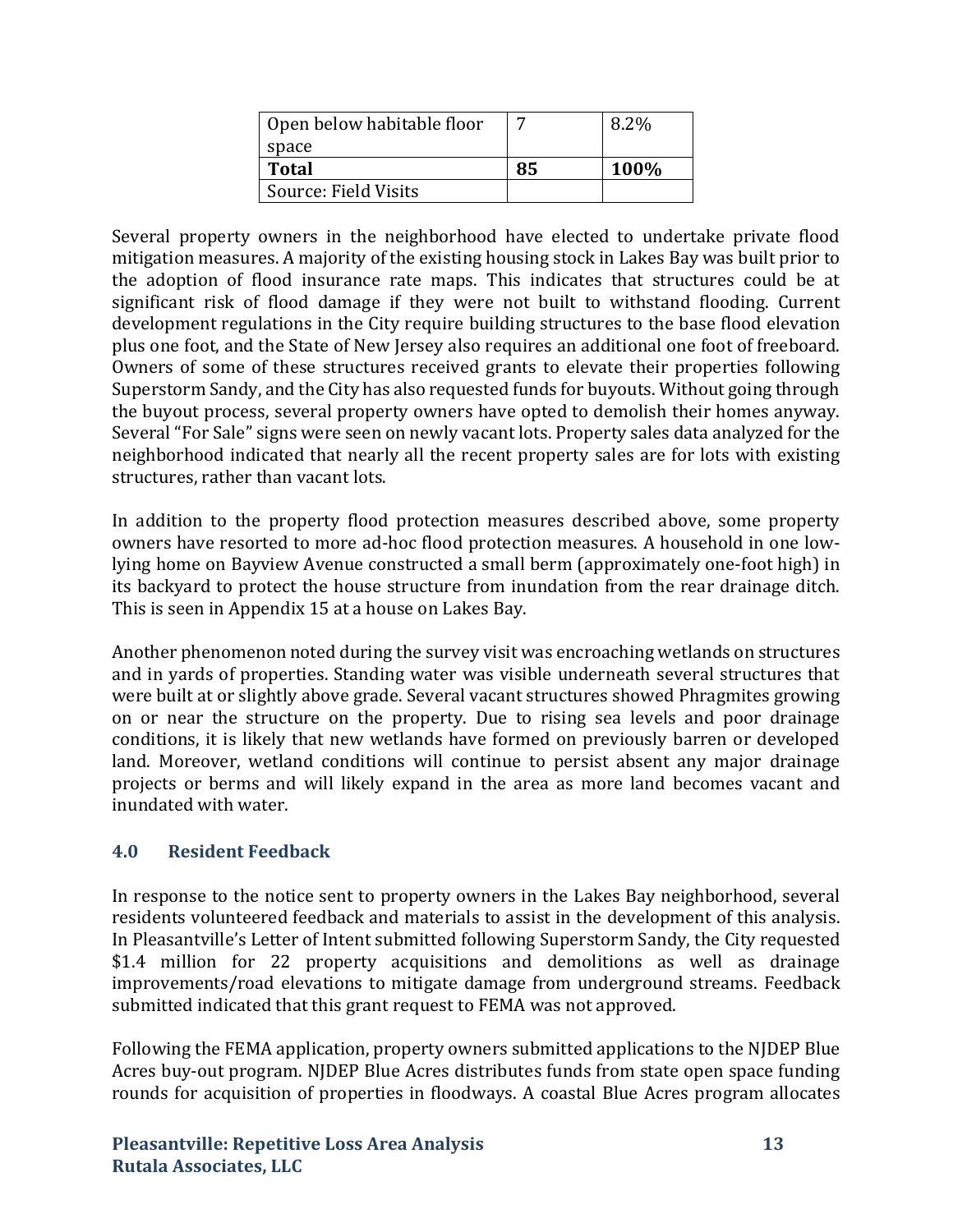| Open below habitable floor space | 7 | 8.2% |
|---|---|---|
| **Total** | **85** | **100%** |
| Source: Field Visits | | |

Several property owners in the neighborhood have elected to undertake private flood mitigation measures. A majority of the existing housing stock in Lakes Bay was built prior to the adoption of flood insurance rate maps. This indicates that structures could be at significant risk of flood damage if they were not built to withstand flooding. Current development regulations in the City require building structures to the base flood elevation plus one foot, and the State of New Jersey also requires an additional one foot of freeboard. Owners of some of these structures received grants to elevate their properties following Superstorm Sandy, and the City has also requested funds for buyouts. Without going through the buyout process, several property owners have opted to demolish their homes anyway. Several "For Sale" signs were seen on newly vacant lots. Property sales data analyzed for the neighborhood indicated that nearly all the recent property sales are for lots with existing structures, rather than vacant lots.

In addition to the property flood protection measures described above, some property owners have resorted to more ad-hoc flood protection measures. A household in one low-lying home on Bayview Avenue constructed a small berm (approximately one-foot high) in its backyard to protect the house structure from inundation from the rear drainage ditch. This is seen in Appendix 15 at a house on Lakes Bay.

Another phenomenon noted during the survey visit was encroaching wetlands on structures and in yards of properties. Standing water was visible underneath several structures that were built at or slightly above grade. Several vacant structures showed Phragmites growing on or near the structure on the property. Due to rising sea levels and poor drainage conditions, it is likely that new wetlands have formed on previously barren or developed land. Moreover, wetland conditions will continue to persist absent any major drainage projects or berms and will likely expand in the area as more land becomes vacant and inundated with water.

## 4.0 Resident Feedback

In response to the notice sent to property owners in the Lakes Bay neighborhood, several residents volunteered feedback and materials to assist in the development of this analysis. In Pleasantville's Letter of Intent submitted following Superstorm Sandy, the City requested $1.4 million for 22 property acquisitions and demolitions as well as drainage improvements/road elevations to mitigate damage from underground streams. Feedback submitted indicated that this grant request to FEMA was not approved.

Following the FEMA application, property owners submitted applications to the NJDEP Blue Acres buy-out program. NJDEP Blue Acres distributes funds from state open space funding rounds for acquisition of properties in floodways. A coastal Blue Acres program allocates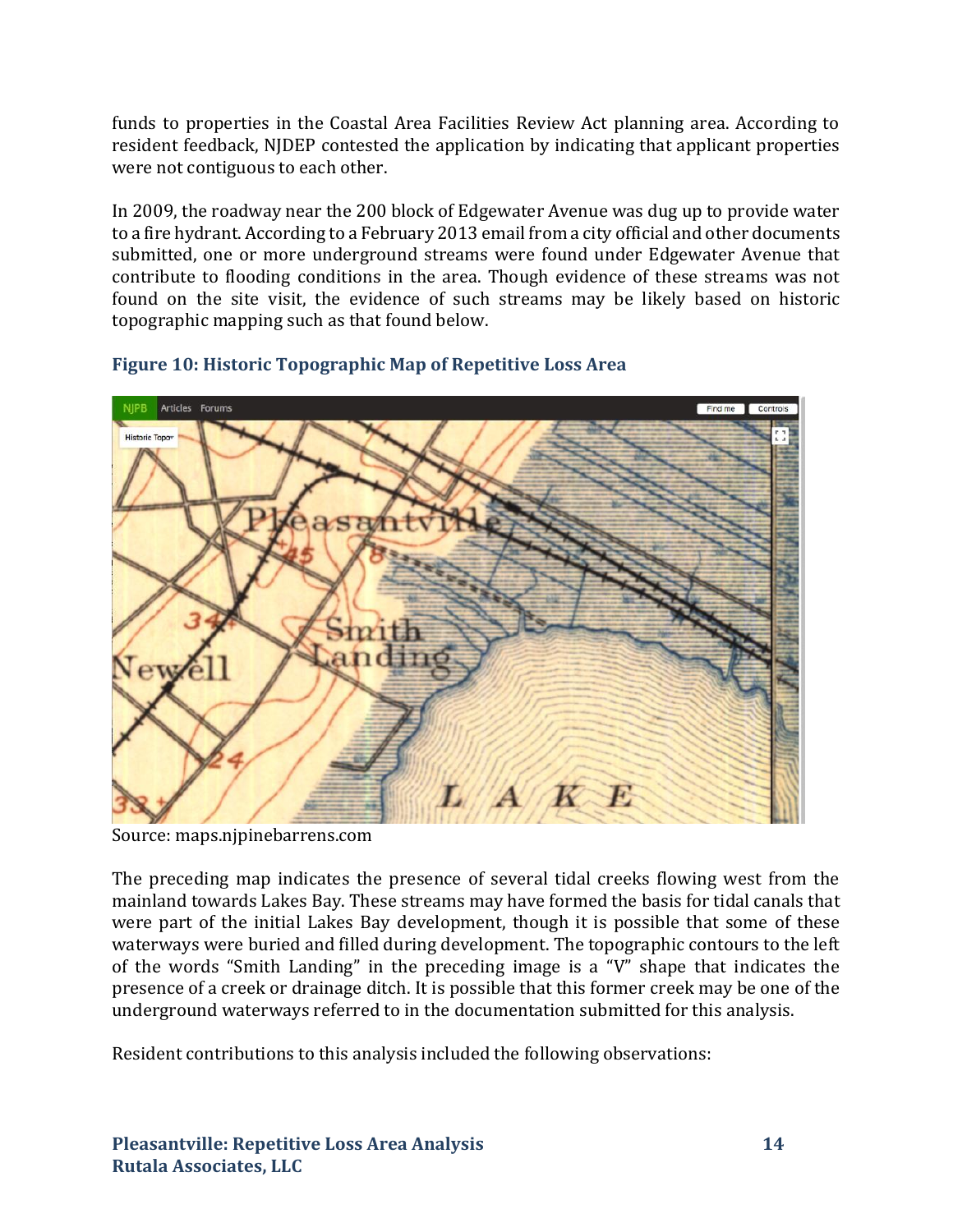funds to properties in the Coastal Area Facilities Review Act planning area. According to resident feedback, NJDEP contested the application by indicating that applicant properties were not contiguous to each other.

In 2009, the roadway near the 200 block of Edgewater Avenue was dug up to provide water to a fire hydrant. According to a February 2013 email from a city official and other documents submitted, one or more underground streams were found under Edgewater Avenue that contribute to flooding conditions in the area. Though evidence of these streams was not found on the site visit, the evidence of such streams may be likely based on historic topographic mapping such as that found below.

**Figure 10: Historic Topographic Map of Repetitive Loss Area**

Source: maps.njpinebarrens.com

The preceding map indicates the presence of several tidal creeks flowing west from the mainland towards Lakes Bay. These streams may have formed the basis for tidal canals that were part of the initial Lakes Bay development, though it is possible that some of these waterways were buried and filled during development. The topographic contours to the left of the words "Smith Landing" in the preceding image is a "V" shape that indicates the presence of a creek or drainage ditch. It is possible that this former creek may be one of the underground waterways referred to in the documentation submitted for this analysis.

Resident contributions to this analysis included the following observations: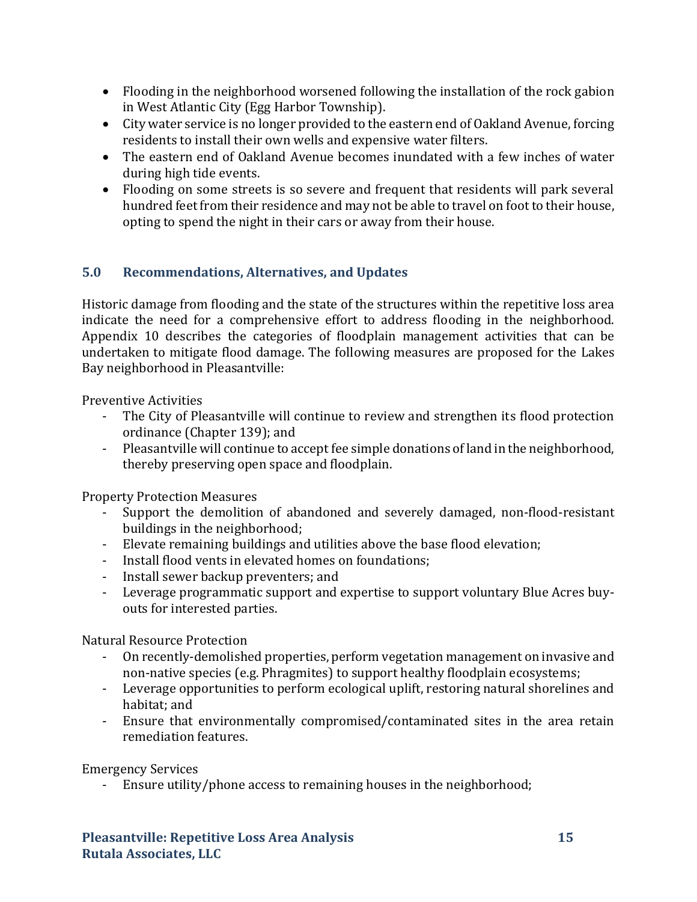- Flooding in the neighborhood worsened following the installation of the rock gabion in West Atlantic City (Egg Harbor Township).
- City water service is no longer provided to the eastern end of Oakland Avenue, forcing residents to install their own wells and expensive water filters.
- The eastern end of Oakland Avenue becomes inundated with a few inches of water during high tide events.
- Flooding on some streets is so severe and frequent that residents will park several hundred feet from their residence and may not be able to travel on foot to their house, opting to spend the night in their cars or away from their house.

## 5.0 Recommendations, Alternatives, and Updates

Historic damage from flooding and the state of the structures within the repetitive loss area indicate the need for a comprehensive effort to address flooding in the neighborhood. Appendix 10 describes the categories of floodplain management activities that can be undertaken to mitigate flood damage. The following measures are proposed for the Lakes Bay neighborhood in Pleasantville:

Preventive Activities

- The City of Pleasantville will continue to review and strengthen its flood protection ordinance (Chapter 139); and
- Pleasantville will continue to accept fee simple donations of land in the neighborhood, thereby preserving open space and floodplain.

Property Protection Measures

- Support the demolition of abandoned and severely damaged, non-flood-resistant buildings in the neighborhood;
- Elevate remaining buildings and utilities above the base flood elevation;
- Install flood vents in elevated homes on foundations;
- Install sewer backup preventers; and
- Leverage programmatic support and expertise to support voluntary Blue Acres buy-outs for interested parties.

Natural Resource Protection

- On recently-demolished properties, perform vegetation management on invasive and non-native species (e.g. Phragmites) to support healthy floodplain ecosystems;
- Leverage opportunities to perform ecological uplift, restoring natural shorelines and habitat; and
- Ensure that environmentally compromised/contaminated sites in the area retain remediation features.

Emergency Services

- Ensure utility/phone access to remaining houses in the neighborhood;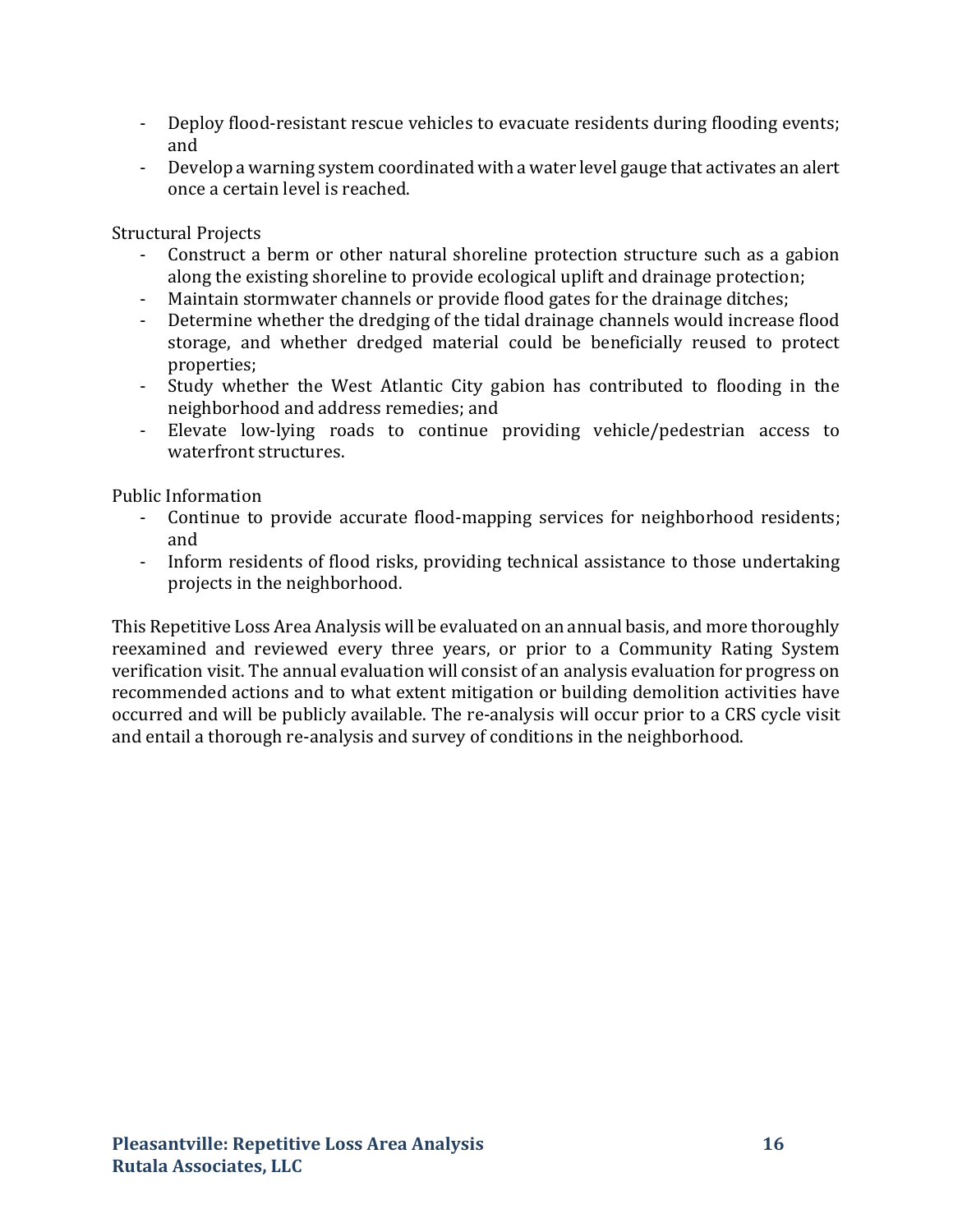- Deploy flood-resistant rescue vehicles to evacuate residents during flooding events; and
- Develop a warning system coordinated with a water level gauge that activates an alert once a certain level is reached.

Structural Projects

- Construct a berm or other natural shoreline protection structure such as a gabion along the existing shoreline to provide ecological uplift and drainage protection;
- Maintain stormwater channels or provide flood gates for the drainage ditches;
- Determine whether the dredging of the tidal drainage channels would increase flood storage, and whether dredged material could be beneficially reused to protect properties;
- Study whether the West Atlantic City gabion has contributed to flooding in the neighborhood and address remedies; and
- Elevate low-lying roads to continue providing vehicle/pedestrian access to waterfront structures.

Public Information

- Continue to provide accurate flood-mapping services for neighborhood residents; and
- Inform residents of flood risks, providing technical assistance to those undertaking projects in the neighborhood.

This Repetitive Loss Area Analysis will be evaluated on an annual basis, and more thoroughly reexamined and reviewed every three years, or prior to a Community Rating System verification visit. The annual evaluation will consist of an analysis evaluation for progress on recommended actions and to what extent mitigation or building demolition activities have occurred and will be publicly available. The re-analysis will occur prior to a CRS cycle visit and entail a thorough re-analysis and survey of conditions in the neighborhood.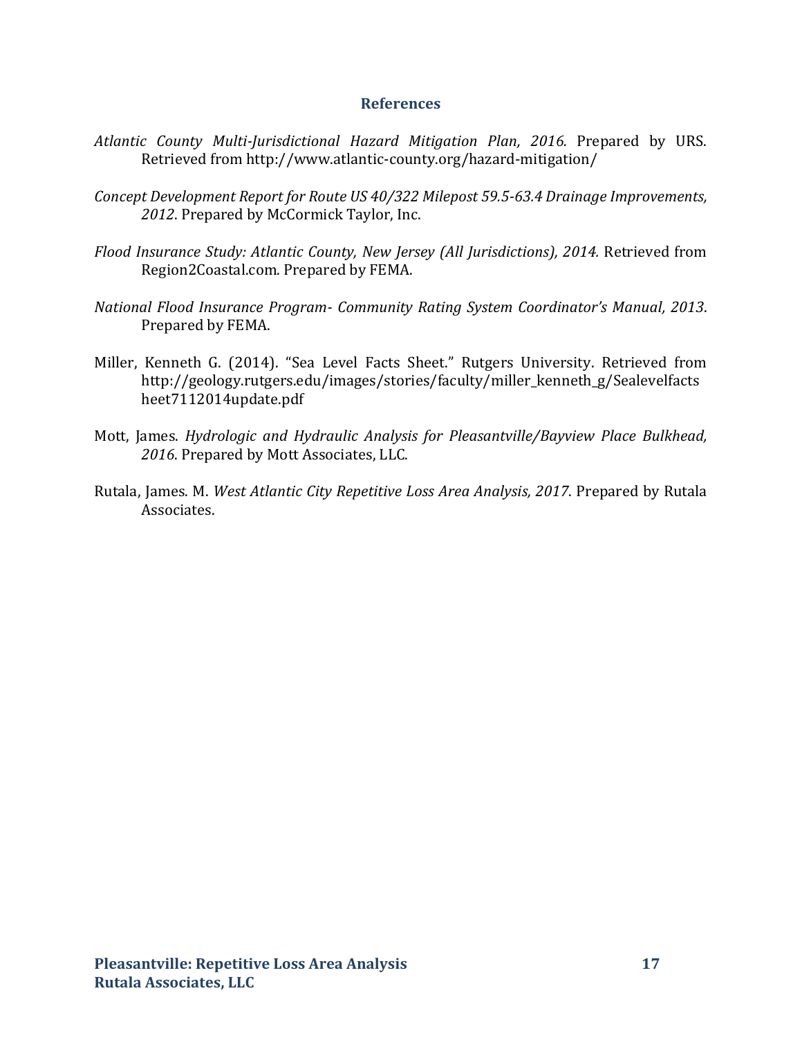## References

*Atlantic County Multi-Jurisdictional Hazard Mitigation Plan, 2016.* Prepared by URS. Retrieved from http://www.atlantic-county.org/hazard-mitigation/

*Concept Development Report for Route US 40/322 Milepost 59.5-63.4 Drainage Improvements, 2012*. Prepared by McCormick Taylor, Inc.

*Flood Insurance Study: Atlantic County, New Jersey (All Jurisdictions), 2014.* Retrieved from Region2Coastal.com. Prepared by FEMA.

*National Flood Insurance Program- Community Rating System Coordinator's Manual, 2013*. Prepared by FEMA.

Miller, Kenneth G. (2014). "Sea Level Facts Sheet." Rutgers University. Retrieved from http://geology.rutgers.edu/images/stories/faculty/miller_kenneth_g/Sealevelfactsheet7112014update.pdf

Mott, James. *Hydrologic and Hydraulic Analysis for Pleasantville/Bayview Place Bulkhead, 2016*. Prepared by Mott Associates, LLC.

Rutala, James. M. *West Atlantic City Repetitive Loss Area Analysis, 2017*. Prepared by Rutala Associates.